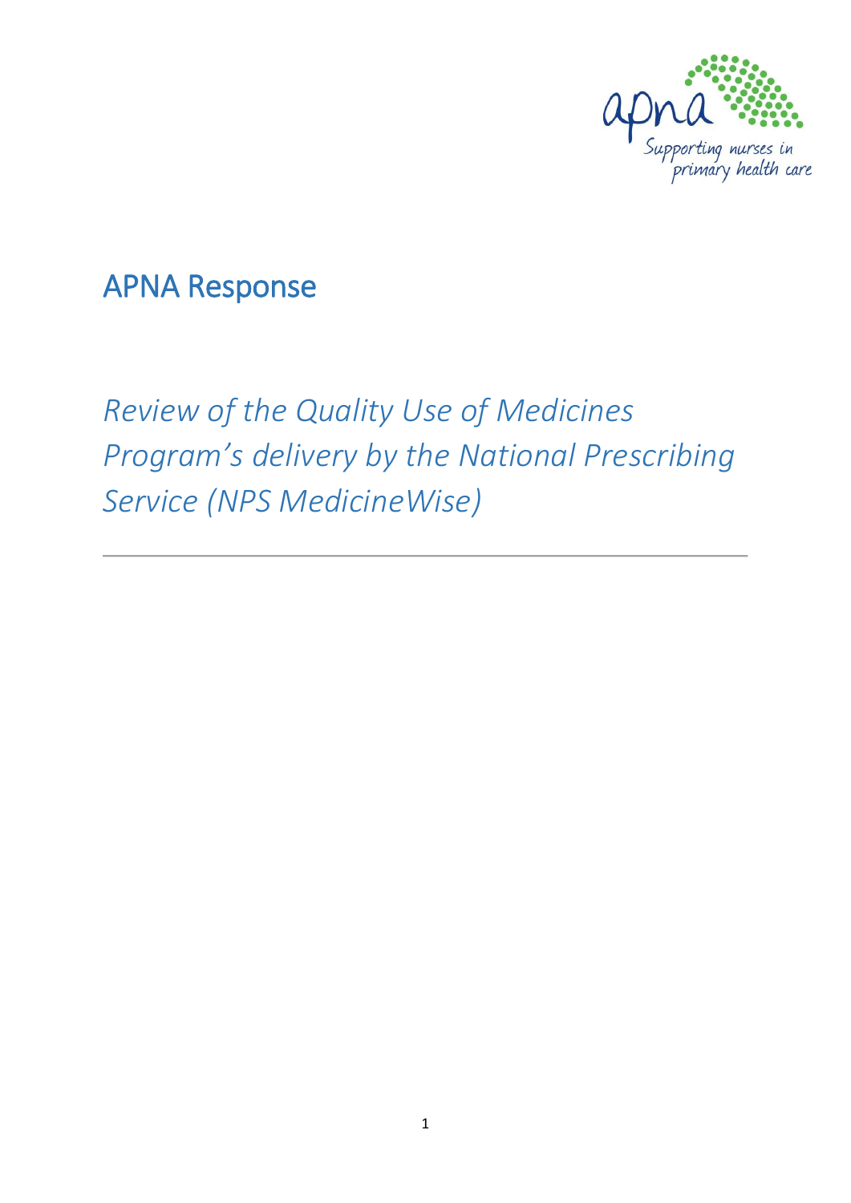# APNA Response

*Review of the Quality Use of Medicines Program's delivery by the National Prescribing Service (NPS MedicineWise)*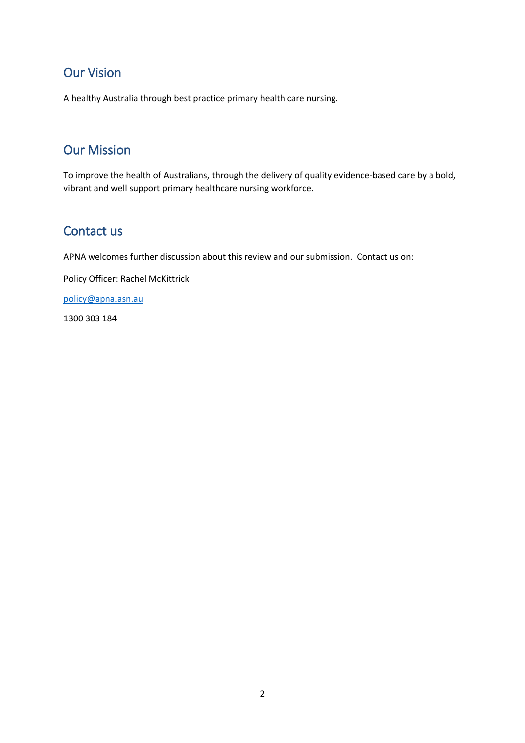## Our Vision

A healthy Australia through best practice primary health care nursing.

## Our Mission

To improve the health of Australians, through the delivery of quality evidence-based care by a bold, vibrant and well support primary healthcare nursing workforce.

## Contact us

APNA welcomes further discussion about this review and our submission. Contact us on:

Policy Officer: Rachel McKittrick

policy@apna.asn.au

1300 303 184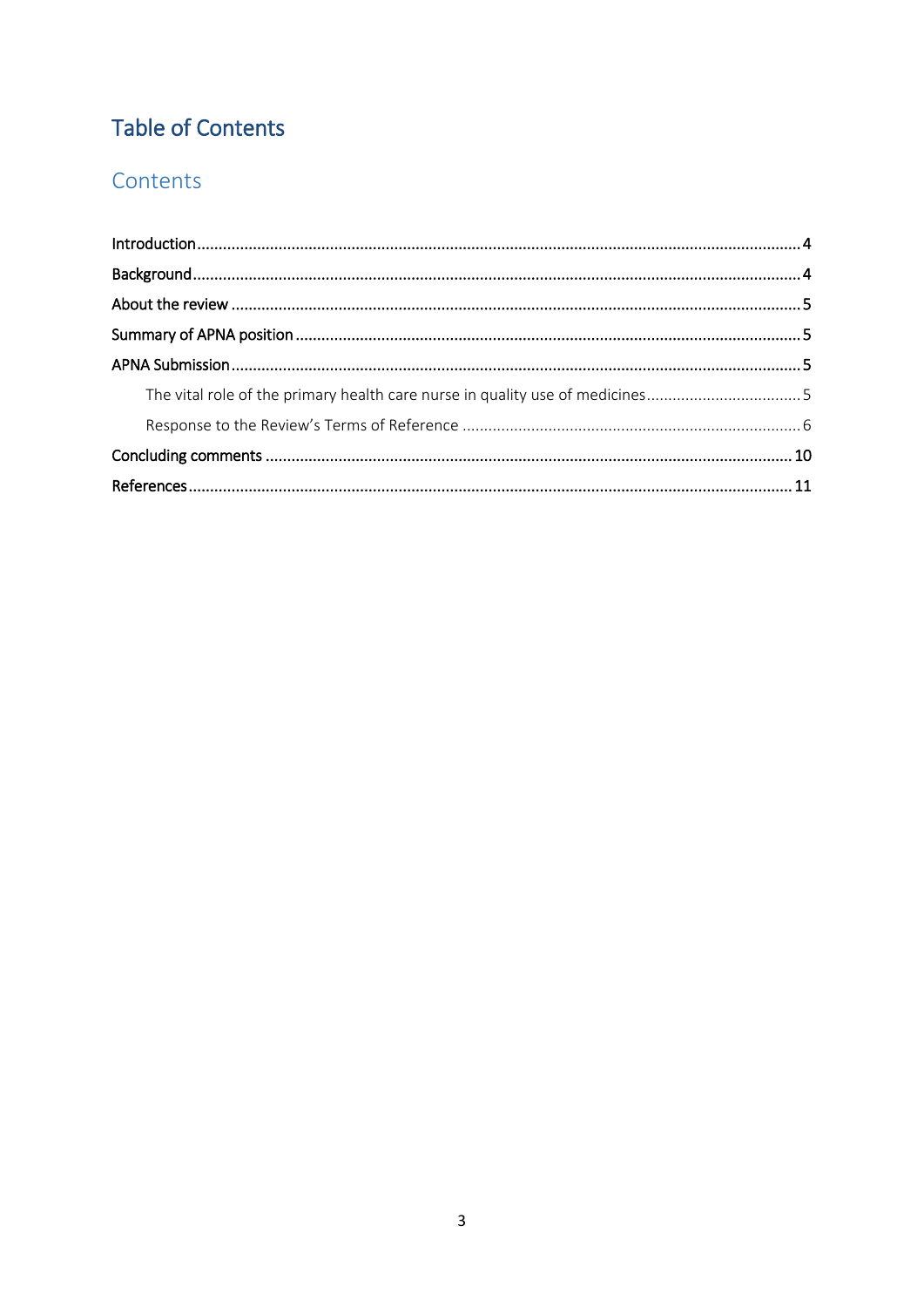# Table of Contents

## Contents

Introduction....................................................................................................................................4

Background.....................................................................................................................................4

About the review ............................................................................................................................5

Summary of APNA position ...........................................................................................................5

APNA Submission ..........................................................................................................................5

- The vital role of the primary health care nurse in quality use of medicines..................................5
- Response to the Review's Terms of Reference ............................................................................6

Concluding comments ..................................................................................................................10

References.....................................................................................................................................11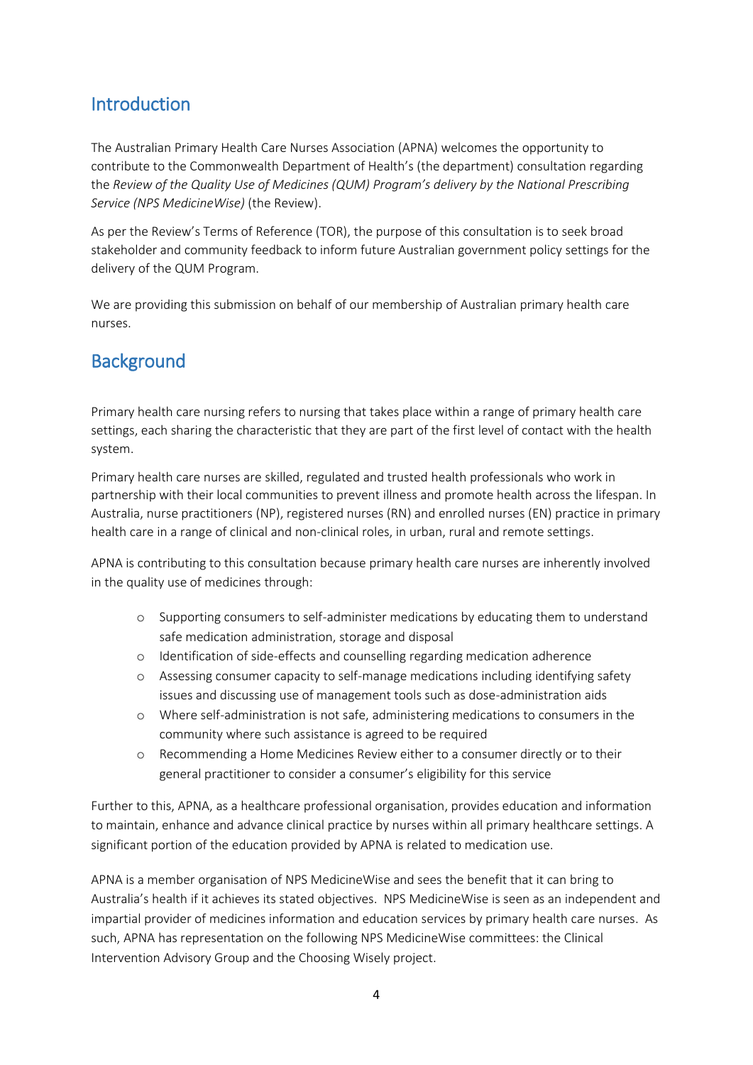## Introduction

The Australian Primary Health Care Nurses Association (APNA) welcomes the opportunity to contribute to the Commonwealth Department of Health's (the department) consultation regarding the *Review of the Quality Use of Medicines (QUM) Program's delivery by the National Prescribing Service (NPS MedicineWise)* (the Review).

As per the Review's Terms of Reference (TOR), the purpose of this consultation is to seek broad stakeholder and community feedback to inform future Australian government policy settings for the delivery of the QUM Program.

We are providing this submission on behalf of our membership of Australian primary health care nurses.

## Background

Primary health care nursing refers to nursing that takes place within a range of primary health care settings, each sharing the characteristic that they are part of the first level of contact with the health system.

Primary health care nurses are skilled, regulated and trusted health professionals who work in partnership with their local communities to prevent illness and promote health across the lifespan. In Australia, nurse practitioners (NP), registered nurses (RN) and enrolled nurses (EN) practice in primary health care in a range of clinical and non-clinical roles, in urban, rural and remote settings.

APNA is contributing to this consultation because primary health care nurses are inherently involved in the quality use of medicines through:

- Supporting consumers to self-administer medications by educating them to understand safe medication administration, storage and disposal
- Identification of side-effects and counselling regarding medication adherence
- Assessing consumer capacity to self-manage medications including identifying safety issues and discussing use of management tools such as dose-administration aids
- Where self-administration is not safe, administering medications to consumers in the community where such assistance is agreed to be required
- Recommending a Home Medicines Review either to a consumer directly or to their general practitioner to consider a consumer's eligibility for this service

Further to this, APNA, as a healthcare professional organisation, provides education and information to maintain, enhance and advance clinical practice by nurses within all primary healthcare settings. A significant portion of the education provided by APNA is related to medication use.

APNA is a member organisation of NPS MedicineWise and sees the benefit that it can bring to Australia's health if it achieves its stated objectives. NPS MedicineWise is seen as an independent and impartial provider of medicines information and education services by primary health care nurses. As such, APNA has representation on the following NPS MedicineWise committees: the Clinical Intervention Advisory Group and the Choosing Wisely project.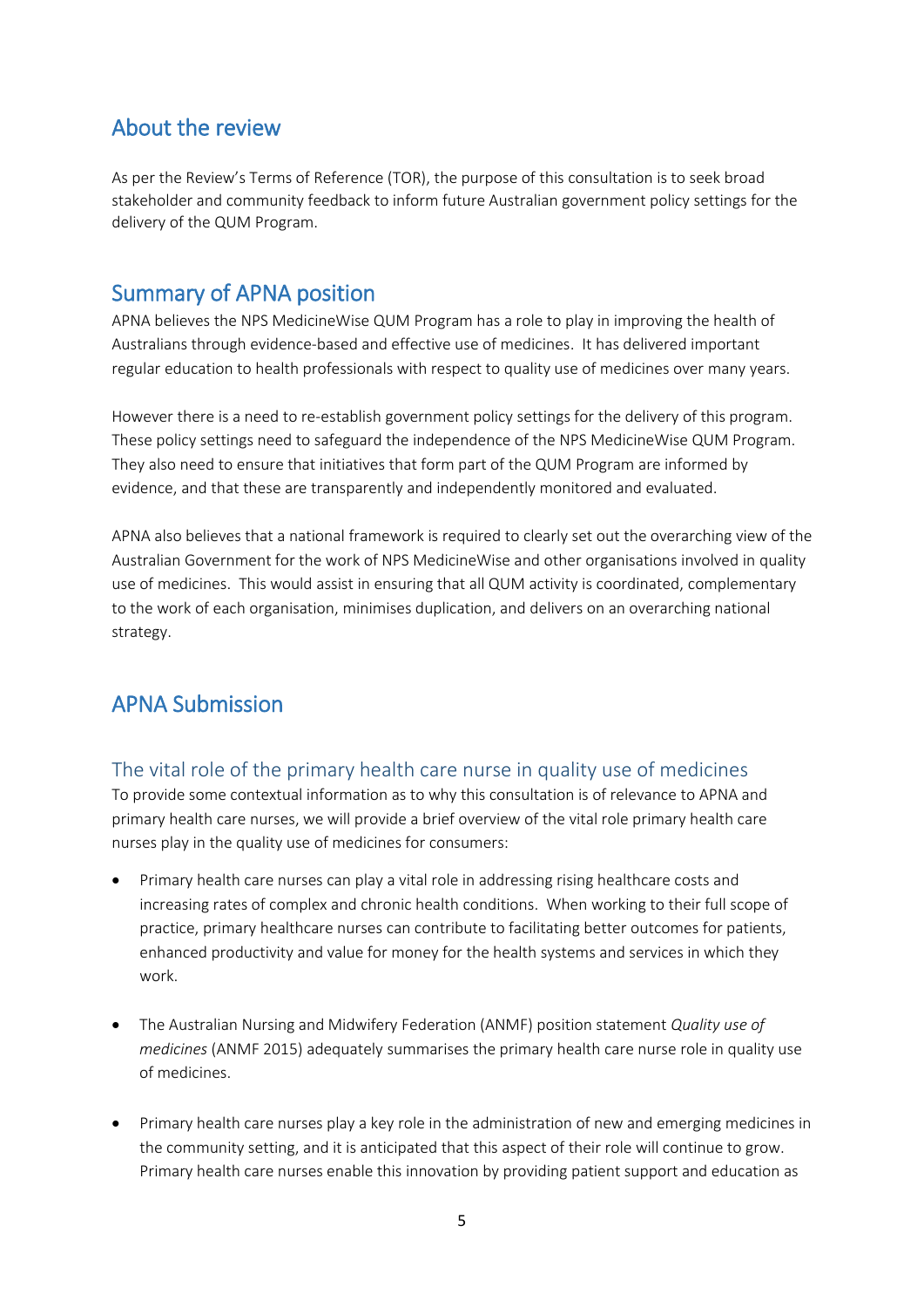## About the review

As per the Review's Terms of Reference (TOR), the purpose of this consultation is to seek broad stakeholder and community feedback to inform future Australian government policy settings for the delivery of the QUM Program.

## Summary of APNA position

APNA believes the NPS MedicineWise QUM Program has a role to play in improving the health of Australians through evidence-based and effective use of medicines. It has delivered important regular education to health professionals with respect to quality use of medicines over many years.

However there is a need to re-establish government policy settings for the delivery of this program. These policy settings need to safeguard the independence of the NPS MedicineWise QUM Program. They also need to ensure that initiatives that form part of the QUM Program are informed by evidence, and that these are transparently and independently monitored and evaluated.

APNA also believes that a national framework is required to clearly set out the overarching view of the Australian Government for the work of NPS MedicineWise and other organisations involved in quality use of medicines. This would assist in ensuring that all QUM activity is coordinated, complementary to the work of each organisation, minimises duplication, and delivers on an overarching national strategy.

## APNA Submission

### The vital role of the primary health care nurse in quality use of medicines

To provide some contextual information as to why this consultation is of relevance to APNA and primary health care nurses, we will provide a brief overview of the vital role primary health care nurses play in the quality use of medicines for consumers:

- Primary health care nurses can play a vital role in addressing rising healthcare costs and increasing rates of complex and chronic health conditions. When working to their full scope of practice, primary healthcare nurses can contribute to facilitating better outcomes for patients, enhanced productivity and value for money for the health systems and services in which they work.

- The Australian Nursing and Midwifery Federation (ANMF) position statement *Quality use of medicines* (ANMF 2015) adequately summarises the primary health care nurse role in quality use of medicines.

- Primary health care nurses play a key role in the administration of new and emerging medicines in the community setting, and it is anticipated that this aspect of their role will continue to grow. Primary health care nurses enable this innovation by providing patient support and education as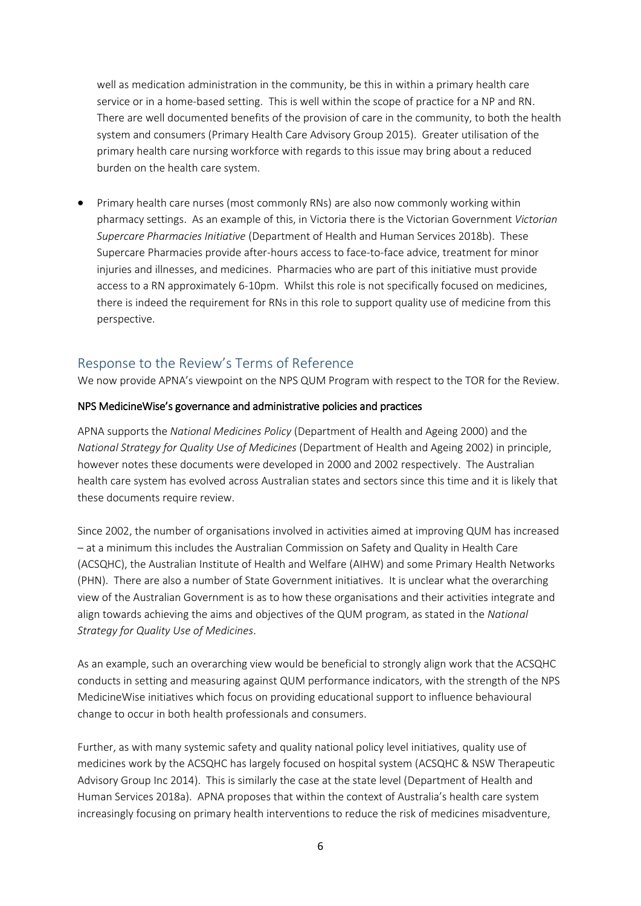well as medication administration in the community, be this in within a primary health care service or in a home-based setting. This is well within the scope of practice for a NP and RN. There are well documented benefits of the provision of care in the community, to both the health system and consumers (Primary Health Care Advisory Group 2015). Greater utilisation of the primary health care nursing workforce with regards to this issue may bring about a reduced burden on the health care system.

- Primary health care nurses (most commonly RNs) are also now commonly working within pharmacy settings. As an example of this, in Victoria there is the Victorian Government *Victorian Supercare Pharmacies Initiative* (Department of Health and Human Services 2018b). These Supercare Pharmacies provide after-hours access to face-to-face advice, treatment for minor injuries and illnesses, and medicines. Pharmacies who are part of this initiative must provide access to a RN approximately 6-10pm. Whilst this role is not specifically focused on medicines, there is indeed the requirement for RNs in this role to support quality use of medicine from this perspective.

## Response to the Review's Terms of Reference

We now provide APNA's viewpoint on the NPS QUM Program with respect to the TOR for the Review.

### NPS MedicineWise's governance and administrative policies and practices

APNA supports the *National Medicines Policy* (Department of Health and Ageing 2000) and the *National Strategy for Quality Use of Medicines* (Department of Health and Ageing 2002) in principle, however notes these documents were developed in 2000 and 2002 respectively. The Australian health care system has evolved across Australian states and sectors since this time and it is likely that these documents require review.

Since 2002, the number of organisations involved in activities aimed at improving QUM has increased – at a minimum this includes the Australian Commission on Safety and Quality in Health Care (ACSQHC), the Australian Institute of Health and Welfare (AIHW) and some Primary Health Networks (PHN). There are also a number of State Government initiatives. It is unclear what the overarching view of the Australian Government is as to how these organisations and their activities integrate and align towards achieving the aims and objectives of the QUM program, as stated in the *National Strategy for Quality Use of Medicines*.

As an example, such an overarching view would be beneficial to strongly align work that the ACSQHC conducts in setting and measuring against QUM performance indicators, with the strength of the NPS MedicineWise initiatives which focus on providing educational support to influence behavioural change to occur in both health professionals and consumers.

Further, as with many systemic safety and quality national policy level initiatives, quality use of medicines work by the ACSQHC has largely focused on hospital system (ACSQHC & NSW Therapeutic Advisory Group Inc 2014). This is similarly the case at the state level (Department of Health and Human Services 2018a). APNA proposes that within the context of Australia's health care system increasingly focusing on primary health interventions to reduce the risk of medicines misadventure,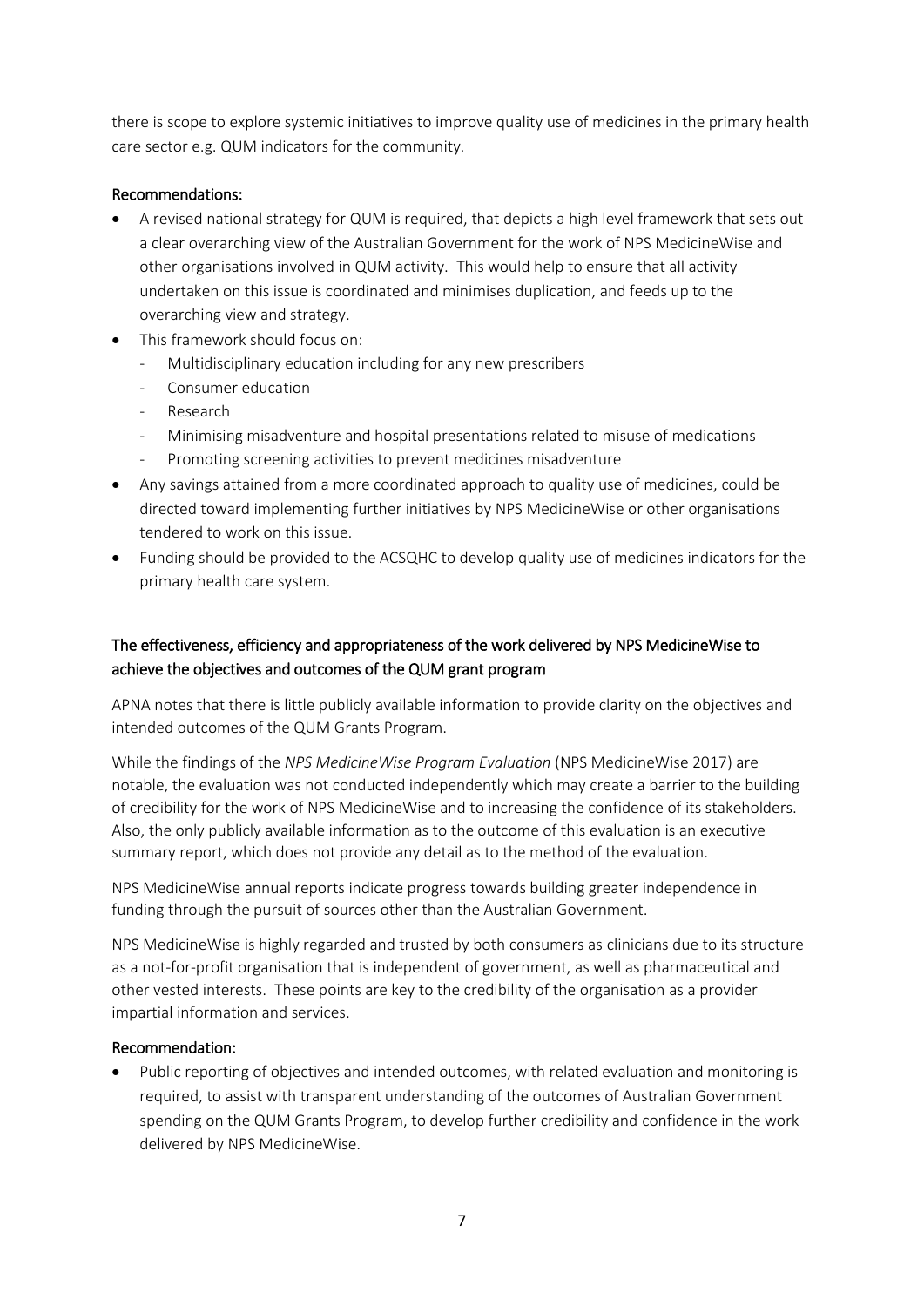there is scope to explore systemic initiatives to improve quality use of medicines in the primary health care sector e.g. QUM indicators for the community.

**Recommendations:**

- A revised national strategy for QUM is required, that depicts a high level framework that sets out a clear overarching view of the Australian Government for the work of NPS MedicineWise and other organisations involved in QUM activity. This would help to ensure that all activity undertaken on this issue is coordinated and minimises duplication, and feeds up to the overarching view and strategy.
- This framework should focus on:
  - Multidisciplinary education including for any new prescribers
  - Consumer education
  - Research
  - Minimising misadventure and hospital presentations related to misuse of medications
  - Promoting screening activities to prevent medicines misadventure
- Any savings attained from a more coordinated approach to quality use of medicines, could be directed toward implementing further initiatives by NPS MedicineWise or other organisations tendered to work on this issue.
- Funding should be provided to the ACSQHC to develop quality use of medicines indicators for the primary health care system.

**The effectiveness, efficiency and appropriateness of the work delivered by NPS MedicineWise to achieve the objectives and outcomes of the QUM grant program**

APNA notes that there is little publicly available information to provide clarity on the objectives and intended outcomes of the QUM Grants Program.

While the findings of the *NPS MedicineWise Program Evaluation* (NPS MedicineWise 2017) are notable, the evaluation was not conducted independently which may create a barrier to the building of credibility for the work of NPS MedicineWise and to increasing the confidence of its stakeholders. Also, the only publicly available information as to the outcome of this evaluation is an executive summary report, which does not provide any detail as to the method of the evaluation.

NPS MedicineWise annual reports indicate progress towards building greater independence in funding through the pursuit of sources other than the Australian Government.

NPS MedicineWise is highly regarded and trusted by both consumers as clinicians due to its structure as a not-for-profit organisation that is independent of government, as well as pharmaceutical and other vested interests. These points are key to the credibility of the organisation as a provider impartial information and services.

**Recommendation:**

- Public reporting of objectives and intended outcomes, with related evaluation and monitoring is required, to assist with transparent understanding of the outcomes of Australian Government spending on the QUM Grants Program, to develop further credibility and confidence in the work delivered by NPS MedicineWise.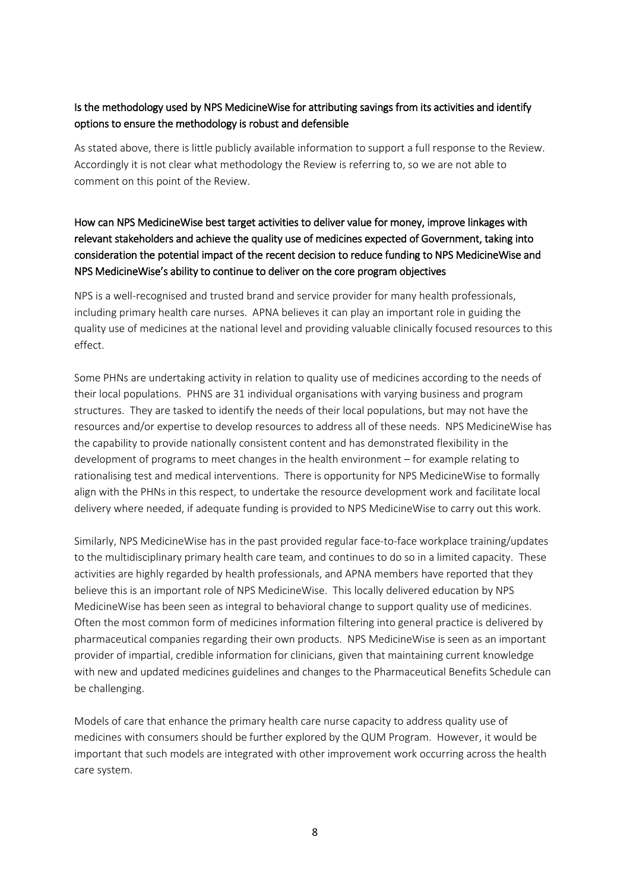## Is the methodology used by NPS MedicineWise for attributing savings from its activities and identify options to ensure the methodology is robust and defensible

As stated above, there is little publicly available information to support a full response to the Review. Accordingly it is not clear what methodology the Review is referring to, so we are not able to comment on this point of the Review.

## How can NPS MedicineWise best target activities to deliver value for money, improve linkages with relevant stakeholders and achieve the quality use of medicines expected of Government, taking into consideration the potential impact of the recent decision to reduce funding to NPS MedicineWise and NPS MedicineWise's ability to continue to deliver on the core program objectives

NPS is a well-recognised and trusted brand and service provider for many health professionals, including primary health care nurses. APNA believes it can play an important role in guiding the quality use of medicines at the national level and providing valuable clinically focused resources to this effect.

Some PHNs are undertaking activity in relation to quality use of medicines according to the needs of their local populations. PHNS are 31 individual organisations with varying business and program structures. They are tasked to identify the needs of their local populations, but may not have the resources and/or expertise to develop resources to address all of these needs. NPS MedicineWise has the capability to provide nationally consistent content and has demonstrated flexibility in the development of programs to meet changes in the health environment – for example relating to rationalising test and medical interventions. There is opportunity for NPS MedicineWise to formally align with the PHNs in this respect, to undertake the resource development work and facilitate local delivery where needed, if adequate funding is provided to NPS MedicineWise to carry out this work.

Similarly, NPS MedicineWise has in the past provided regular face-to-face workplace training/updates to the multidisciplinary primary health care team, and continues to do so in a limited capacity. These activities are highly regarded by health professionals, and APNA members have reported that they believe this is an important role of NPS MedicineWise. This locally delivered education by NPS MedicineWise has been seen as integral to behavioral change to support quality use of medicines. Often the most common form of medicines information filtering into general practice is delivered by pharmaceutical companies regarding their own products. NPS MedicineWise is seen as an important provider of impartial, credible information for clinicians, given that maintaining current knowledge with new and updated medicines guidelines and changes to the Pharmaceutical Benefits Schedule can be challenging.

Models of care that enhance the primary health care nurse capacity to address quality use of medicines with consumers should be further explored by the QUM Program. However, it would be important that such models are integrated with other improvement work occurring across the health care system.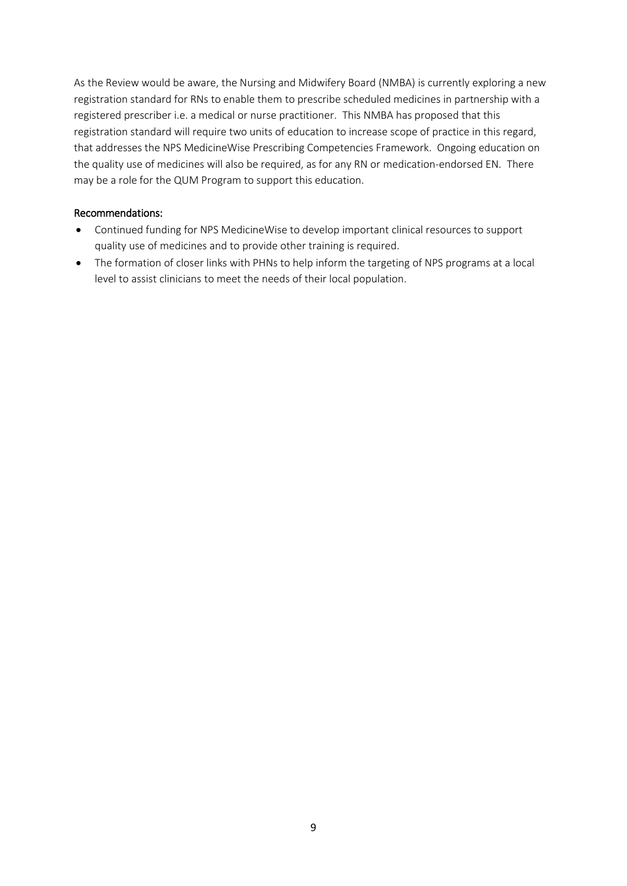As the Review would be aware, the Nursing and Midwifery Board (NMBA) is currently exploring a new registration standard for RNs to enable them to prescribe scheduled medicines in partnership with a registered prescriber i.e. a medical or nurse practitioner. This NMBA has proposed that this registration standard will require two units of education to increase scope of practice in this regard, that addresses the NPS MedicineWise Prescribing Competencies Framework. Ongoing education on the quality use of medicines will also be required, as for any RN or medication-endorsed EN. There may be a role for the QUM Program to support this education.

Recommendations:

- Continued funding for NPS MedicineWise to develop important clinical resources to support quality use of medicines and to provide other training is required.
- The formation of closer links with PHNs to help inform the targeting of NPS programs at a local level to assist clinicians to meet the needs of their local population.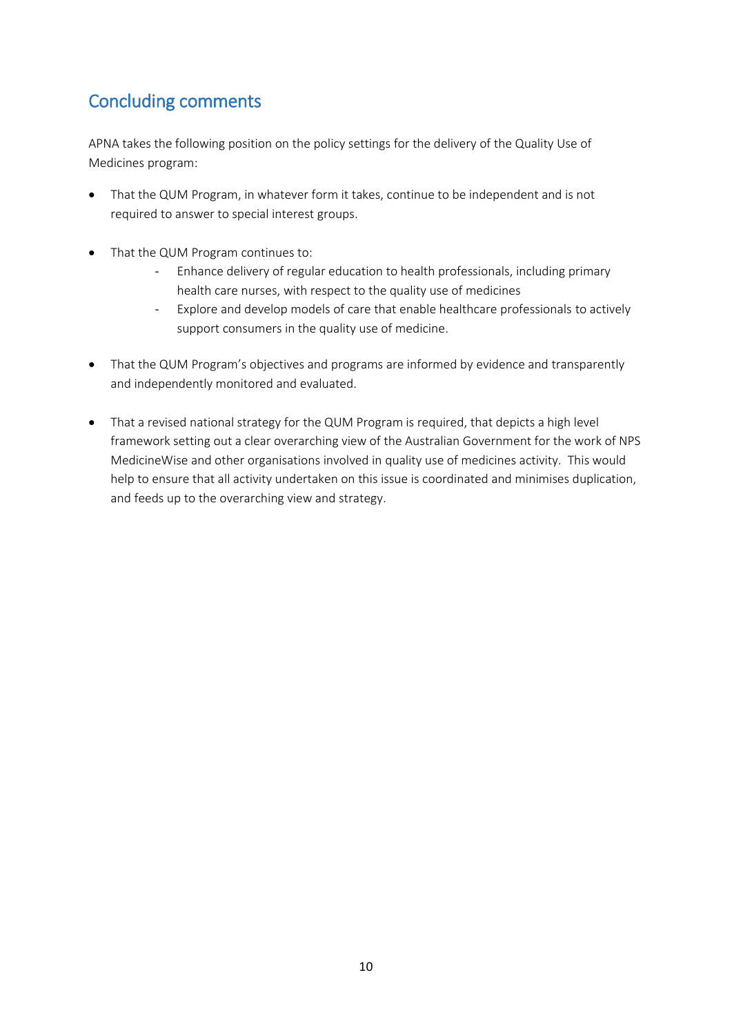## Concluding comments

APNA takes the following position on the policy settings for the delivery of the Quality Use of Medicines program:

- That the QUM Program, in whatever form it takes, continue to be independent and is not required to answer to special interest groups.

- That the QUM Program continues to:
  - Enhance delivery of regular education to health professionals, including primary health care nurses, with respect to the quality use of medicines
  - Explore and develop models of care that enable healthcare professionals to actively support consumers in the quality use of medicine.

- That the QUM Program's objectives and programs are informed by evidence and transparently and independently monitored and evaluated.

- That a revised national strategy for the QUM Program is required, that depicts a high level framework setting out a clear overarching view of the Australian Government for the work of NPS MedicineWise and other organisations involved in quality use of medicines activity. This would help to ensure that all activity undertaken on this issue is coordinated and minimises duplication, and feeds up to the overarching view and strategy.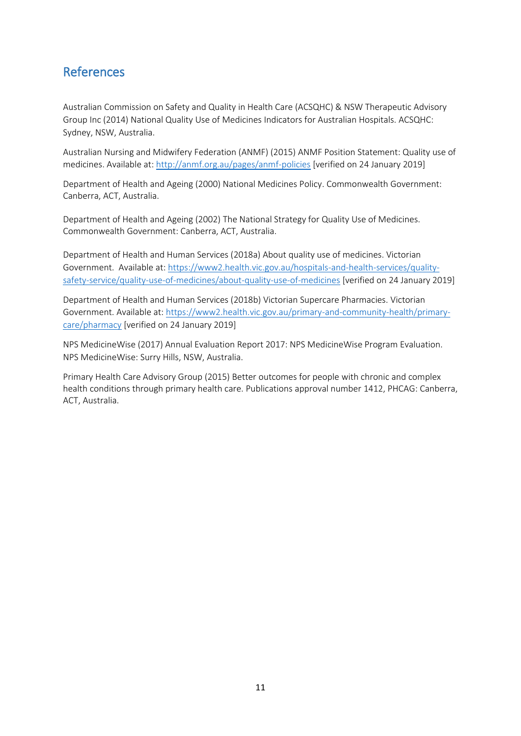## References

Australian Commission on Safety and Quality in Health Care (ACSQHC) & NSW Therapeutic Advisory Group Inc (2014) National Quality Use of Medicines Indicators for Australian Hospitals. ACSQHC: Sydney, NSW, Australia.

Australian Nursing and Midwifery Federation (ANMF) (2015) ANMF Position Statement: Quality use of medicines. Available at: http://anmf.org.au/pages/anmf-policies [verified on 24 January 2019]

Department of Health and Ageing (2000) National Medicines Policy. Commonwealth Government: Canberra, ACT, Australia.

Department of Health and Ageing (2002) The National Strategy for Quality Use of Medicines. Commonwealth Government: Canberra, ACT, Australia.

Department of Health and Human Services (2018a) About quality use of medicines. Victorian Government. Available at: https://www2.health.vic.gov.au/hospitals-and-health-services/quality-safety-service/quality-use-of-medicines/about-quality-use-of-medicines [verified on 24 January 2019]

Department of Health and Human Services (2018b) Victorian Supercare Pharmacies. Victorian Government. Available at: https://www2.health.vic.gov.au/primary-and-community-health/primary-care/pharmacy [verified on 24 January 2019]

NPS MedicineWise (2017) Annual Evaluation Report 2017: NPS MedicineWise Program Evaluation. NPS MedicineWise: Surry Hills, NSW, Australia.

Primary Health Care Advisory Group (2015) Better outcomes for people with chronic and complex health conditions through primary health care. Publications approval number 1412, PHCAG: Canberra, ACT, Australia.